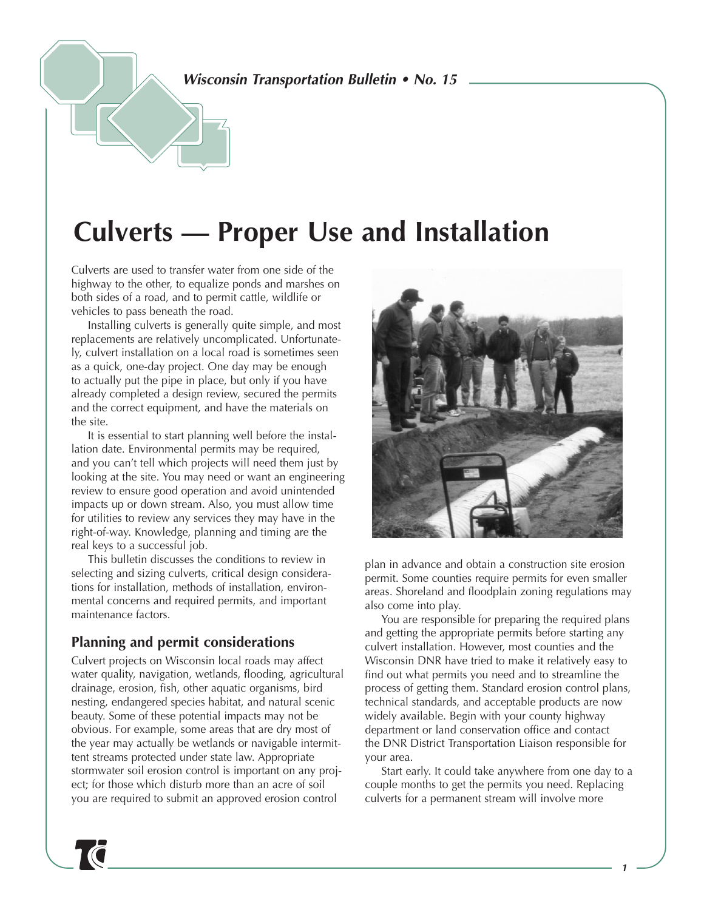# Culverts — Proper Use and Installation

Culverts are used to transfer water from one side of the highway to the other, to equalize ponds and marshes on both sides of a road, and to permit cattle, wildlife or vehicles to pass beneath the road.

Installing culverts is generally quite simple, and most replacements are relatively uncomplicated. Unfortunately, culvert installation on a local road is sometimes seen as a quick, one-day project. One day may be enough to actually put the pipe in place, but only if you have already completed a design review, secured the permits and the correct equipment, and have the materials on the site.

It is essential to start planning well before the installation date. Environmental permits may be required, and you can't tell which projects will need them just by looking at the site. You may need or want an engineering review to ensure good operation and avoid unintended impacts up or down stream. Also, you must allow time for utilities to review any services they may have in the right-of-way. Knowledge, planning and timing are the real keys to a successful job.

This bulletin discusses the conditions to review in selecting and sizing culverts, critical design considerations for installation, methods of installation, environmental concerns and required permits, and important maintenance factors.

## Planning and permit considerations

Culvert projects on Wisconsin local roads may affect water quality, navigation, wetlands, flooding, agricultural drainage, erosion, fish, other aquatic organisms, bird nesting, endangered species habitat, and natural scenic beauty. Some of these potential impacts may not be obvious. For example, some areas that are dry most of the year may actually be wetlands or navigable intermittent streams protected under state law. Appropriate stormwater soil erosion control is important on any project; for those which disturb more than an acre of soil you are required to submit an approved erosion control plan in advance and obtain a construction site erosion permit. Some counties require permits for even smaller areas. Shoreland and floodplain zoning regulations may also come into play.

You are responsible for preparing the required plans and getting the appropriate permits before starting any culvert installation. However, most counties and the Wisconsin DNR have tried to make it relatively easy to find out what permits you need and to streamline the process of getting them. Standard erosion control plans, technical standards, and acceptable products are now widely available. Begin with your county highway department or land conservation office and contact the DNR District Transportation Liaison responsible for your area.

Start early. It could take anywhere from one day to a couple months to get the permits you need. Replacing culverts for a permanent stream will involve more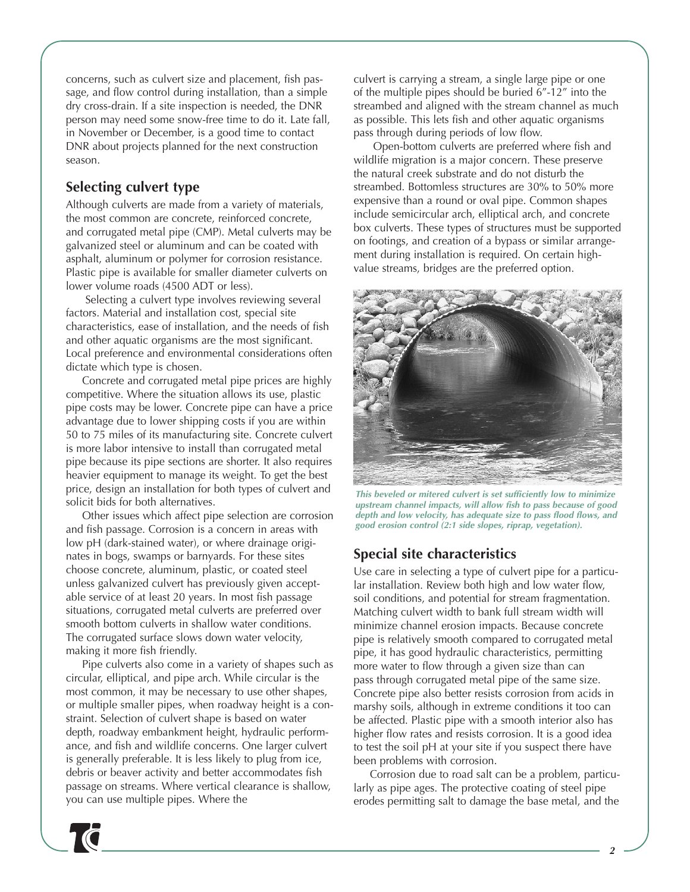concerns, such as culvert size and placement, fish passage, and flow control during installation, than a simple dry cross-drain. If a site inspection is needed, the DNR person may need some snow-free time to do it. Late fall, in November or December, is a good time to contact DNR about projects planned for the next construction season.

## Selecting culvert type

Although culverts are made from a variety of materials, the most common are concrete, reinforced concrete, and corrugated metal pipe (CMP). Metal culverts may be galvanized steel or aluminum and can be coated with asphalt, aluminum or polymer for corrosion resistance. Plastic pipe is available for smaller diameter culverts on lower volume roads (4500 ADT or less).

Selecting a culvert type involves reviewing several factors. Material and installation cost, special site characteristics, ease of installation, and the needs of fish and other aquatic organisms are the most significant. Local preference and environmental considerations often dictate which type is chosen.

Concrete and corrugated metal pipe prices are highly competitive. Where the situation allows its use, plastic pipe costs may be lower. Concrete pipe can have a price advantage due to lower shipping costs if you are within 50 to 75 miles of its manufacturing site. Concrete culvert is more labor intensive to install than corrugated metal pipe because its pipe sections are shorter. It also requires heavier equipment to manage its weight. To get the best price, design an installation for both types of culvert and solicit bids for both alternatives.

Other issues which affect pipe selection are corrosion and fish passage. Corrosion is a concern in areas with low pH (dark-stained water), or where drainage originates in bogs, swamps or barnyards. For these sites choose concrete, aluminum, plastic, or coated steel unless galvanized culvert has previously given acceptable service of at least 20 years. In most fish passage situations, corrugated metal culverts are preferred over smooth bottom culverts in shallow water conditions. The corrugated surface slows down water velocity, making it more fish friendly.

Pipe culverts also come in a variety of shapes such as circular, elliptical, and pipe arch. While circular is the most common, it may be necessary to use other shapes, or multiple smaller pipes, when roadway height is a constraint. Selection of culvert shape is based on water depth, roadway embankment height, hydraulic performance, and fish and wildlife concerns. One larger culvert is generally preferable. It is less likely to plug from ice, debris or beaver activity and better accommodates fish passage on streams. Where vertical clearance is shallow, you can use multiple pipes. Where the culvert is carrying a stream, a single large pipe or one of the multiple pipes should be buried 6″-12″ into the streambed and aligned with the stream channel as much as possible. This lets fish and other aquatic organisms pass through during periods of low flow.

Open-bottom culverts are preferred where fish and wildlife migration is a major concern. These preserve the natural creek substrate and do not disturb the streambed. Bottomless structures are 30% to 50% more expensive than a round or oval pipe. Common shapes include semicircular arch, elliptical arch, and concrete box culverts. These types of structures must be supported on footings, and creation of a bypass or similar arrangement during installation is required. On certain high-value streams, bridges are the preferred option.

*This beveled or mitered culvert is set sufficiently low to minimize upstream channel impacts, will allow fish to pass because of good depth and low velocity, has adequate size to pass flood flows, and good erosion control (2:1 side slopes, riprap, vegetation).*

## Special site characteristics

Use care in selecting a type of culvert pipe for a particular installation. Review both high and low water flow, soil conditions, and potential for stream fragmentation. Matching culvert width to bank full stream width will minimize channel erosion impacts. Because concrete pipe is relatively smooth compared to corrugated metal pipe, it has good hydraulic characteristics, permitting more water to flow through a given size than can pass through corrugated metal pipe of the same size. Concrete pipe also better resists corrosion from acids in marshy soils, although in extreme conditions it too can be affected. Plastic pipe with a smooth interior also has higher flow rates and resists corrosion. It is a good idea to test the soil pH at your site if you suspect there have been problems with corrosion.

Corrosion due to road salt can be a problem, particularly as pipe ages. The protective coating of steel pipe erodes permitting salt to damage the base metal, and the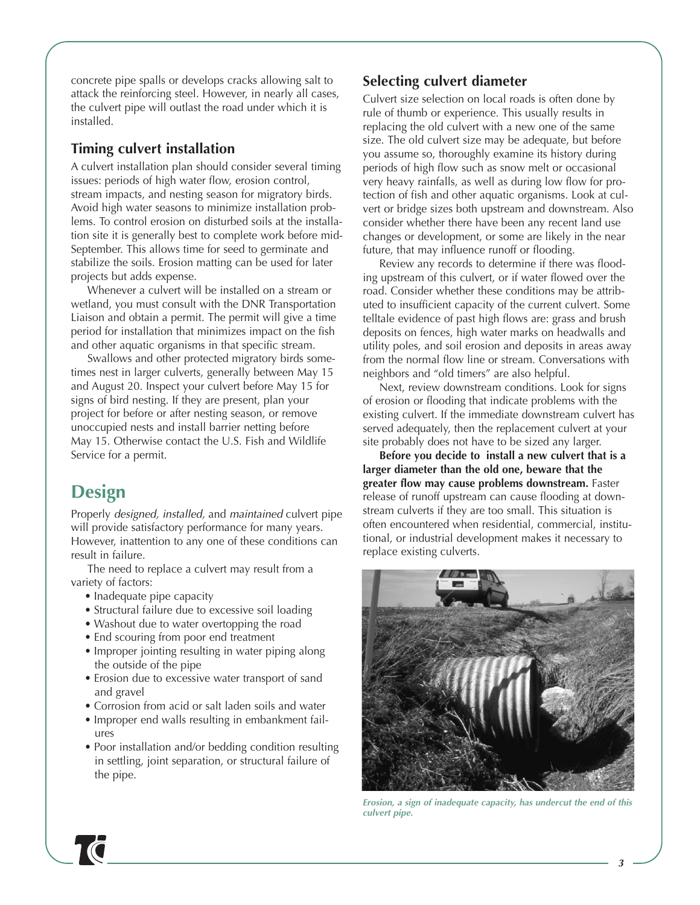concrete pipe spalls or develops cracks allowing salt to attack the reinforcing steel. However, in nearly all cases, the culvert pipe will outlast the road under which it is installed.

### Timing culvert installation

A culvert installation plan should consider several timing issues: periods of high water flow, erosion control, stream impacts, and nesting season for migratory birds. Avoid high water seasons to minimize installation problems. To control erosion on disturbed soils at the installation site it is generally best to complete work before mid-September. This allows time for seed to germinate and stabilize the soils. Erosion matting can be used for later projects but adds expense.

Whenever a culvert will be installed on a stream or wetland, you must consult with the DNR Transportation Liaison and obtain a permit. The permit will give a time period for installation that minimizes impact on the fish and other aquatic organisms in that specific stream.

Swallows and other protected migratory birds sometimes nest in larger culverts, generally between May 15 and August 20. Inspect your culvert before May 15 for signs of bird nesting. If they are present, plan your project for before or after nesting season, or remove unoccupied nests and install barrier netting before May 15. Otherwise contact the U.S. Fish and Wildlife Service for a permit.

## Design

Properly *designed, installed,* and *maintained* culvert pipe will provide satisfactory performance for many years. However, inattention to any one of these conditions can result in failure.

The need to replace a culvert may result from a variety of factors:

- Inadequate pipe capacity
- Structural failure due to excessive soil loading
- Washout due to water overtopping the road
- End scouring from poor end treatment
- Improper jointing resulting in water piping along the outside of the pipe
- Erosion due to excessive water transport of sand and gravel
- Corrosion from acid or salt laden soils and water
- Improper end walls resulting in embankment failures
- Poor installation and/or bedding condition resulting in settling, joint separation, or structural failure of the pipe.

### Selecting culvert diameter

Culvert size selection on local roads is often done by rule of thumb or experience. This usually results in replacing the old culvert with a new one of the same size. The old culvert size may be adequate, but before you assume so, thoroughly examine its history during periods of high flow such as snow melt or occasional very heavy rainfalls, as well as during low flow for protection of fish and other aquatic organisms. Look at culvert or bridge sizes both upstream and downstream. Also consider whether there have been any recent land use changes or development, or some are likely in the near future, that may influence runoff or flooding.

Review any records to determine if there was flooding upstream of this culvert, or if water flowed over the road. Consider whether these conditions may be attributed to insufficient capacity of the current culvert. Some telltale evidence of past high flows are: grass and brush deposits on fences, high water marks on headwalls and utility poles, and soil erosion and deposits in areas away from the normal flow line or stream. Conversations with neighbors and "old timers" are also helpful.

Next, review downstream conditions. Look for signs of erosion or flooding that indicate problems with the existing culvert. If the immediate downstream culvert has served adequately, then the replacement culvert at your site probably does not have to be sized any larger.

**Before you decide to install a new culvert that is a larger diameter than the old one, beware that the greater flow may cause problems downstream.** Faster release of runoff upstream can cause flooding at downstream culverts if they are too small. This situation is often encountered when residential, commercial, institutional, or industrial development makes it necessary to replace existing culverts.

*Erosion, a sign of inadequate capacity, has undercut the end of this culvert pipe.*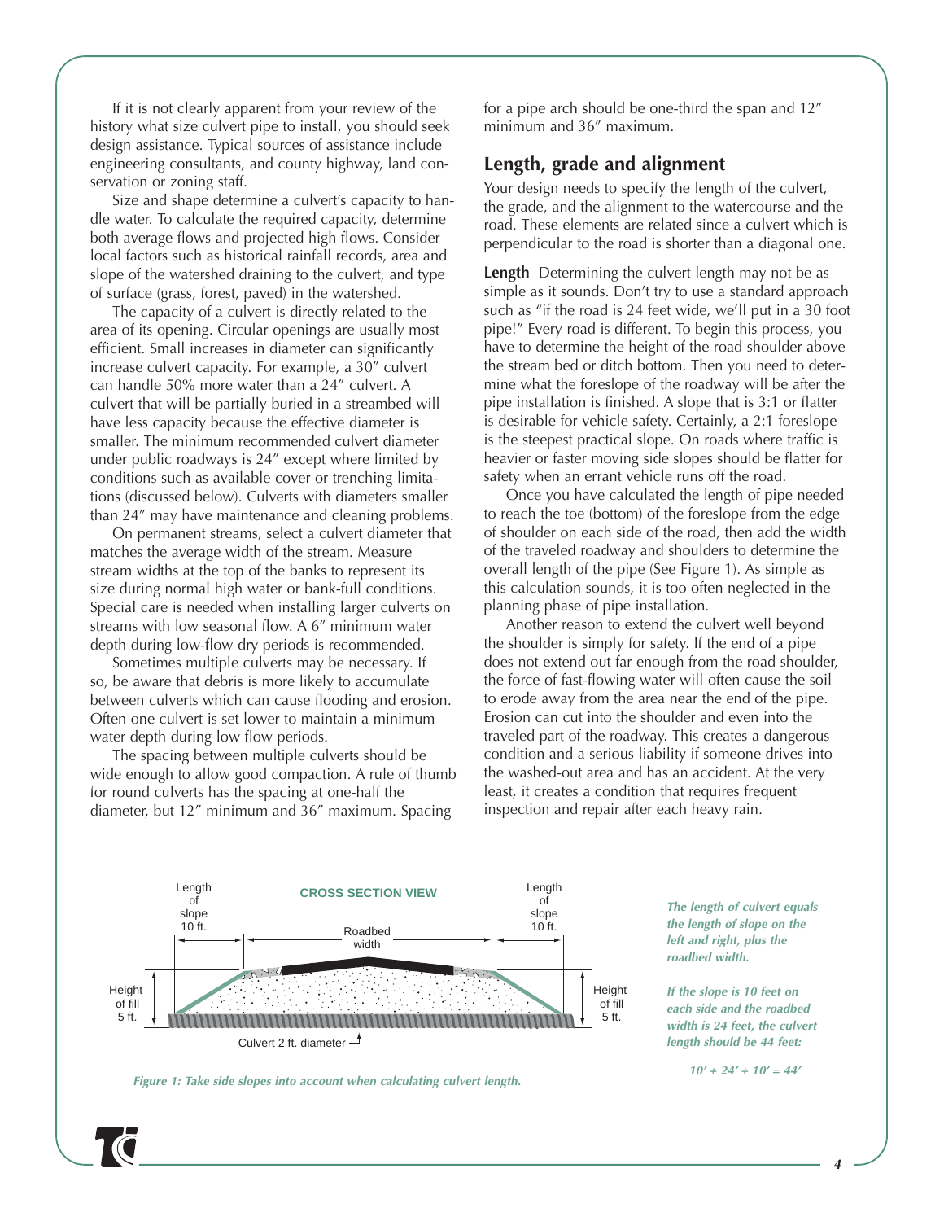If it is not clearly apparent from your review of the history what size culvert pipe to install, you should seek design assistance. Typical sources of assistance include engineering consultants, and county highway, land conservation or zoning staff.

Size and shape determine a culvert's capacity to handle water. To calculate the required capacity, determine both average flows and projected high flows. Consider local factors such as historical rainfall records, area and slope of the watershed draining to the culvert, and type of surface (grass, forest, paved) in the watershed.

The capacity of a culvert is directly related to the area of its opening. Circular openings are usually most efficient. Small increases in diameter can significantly increase culvert capacity. For example, a 30″ culvert can handle 50% more water than a 24″ culvert. A culvert that will be partially buried in a streambed will have less capacity because the effective diameter is smaller. The minimum recommended culvert diameter under public roadways is 24″ except where limited by conditions such as available cover or trenching limitations (discussed below). Culverts with diameters smaller than 24″ may have maintenance and cleaning problems.

On permanent streams, select a culvert diameter that matches the average width of the stream. Measure stream widths at the top of the banks to represent its size during normal high water or bank-full conditions. Special care is needed when installing larger culverts on streams with low seasonal flow. A 6″ minimum water depth during low-flow dry periods is recommended.

Sometimes multiple culverts may be necessary. If so, be aware that debris is more likely to accumulate between culverts which can cause flooding and erosion. Often one culvert is set lower to maintain a minimum water depth during low flow periods.

The spacing between multiple culverts should be wide enough to allow good compaction. A rule of thumb for round culverts has the spacing at one-half the diameter, but 12″ minimum and 36″ maximum. Spacing for a pipe arch should be one-third the span and 12″ minimum and 36″ maximum.

## Length, grade and alignment

Your design needs to specify the length of the culvert, the grade, and the alignment to the watercourse and the road. These elements are related since a culvert which is perpendicular to the road is shorter than a diagonal one.

**Length** Determining the culvert length may not be as simple as it sounds. Don't try to use a standard approach such as "if the road is 24 feet wide, we'll put in a 30 foot pipe!" Every road is different. To begin this process, you have to determine the height of the road shoulder above the stream bed or ditch bottom. Then you need to determine what the foreslope of the roadway will be after the pipe installation is finished. A slope that is 3:1 or flatter is desirable for vehicle safety. Certainly, a 2:1 foreslope is the steepest practical slope. On roads where traffic is heavier or faster moving side slopes should be flatter for safety when an errant vehicle runs off the road.

Once you have calculated the length of pipe needed to reach the toe (bottom) of the foreslope from the edge of shoulder on each side of the road, then add the width of the traveled roadway and shoulders to determine the overall length of the pipe (See Figure 1). As simple as this calculation sounds, it is too often neglected in the planning phase of pipe installation.

Another reason to extend the culvert well beyond the shoulder is simply for safety. If the end of a pipe does not extend out far enough from the road shoulder, the force of fast-flowing water will often cause the soil to erode away from the area near the end of the pipe. Erosion can cut into the shoulder and even into the traveled part of the roadway. This creates a dangerous condition and a serious liability if someone drives into the washed-out area and has an accident. At the very least, it creates a condition that requires frequent inspection and repair after each heavy rain.

CROSS SECTION VIEW

Length of slope 10 ft. | Roadbed width | Length of slope 10 ft.

Height of fill 5 ft. | Height of fill 5 ft.

Culvert 2 ft. diameter

*Figure 1: Take side slopes into account when calculating culvert length.*

*The length of culvert equals the length of slope on the left and right, plus the roadbed width.*

*If the slope is 10 feet on each side and the roadbed width is 24 feet, the culvert length should be 44 feet:*

*10′ + 24′ + 10′ = 44′*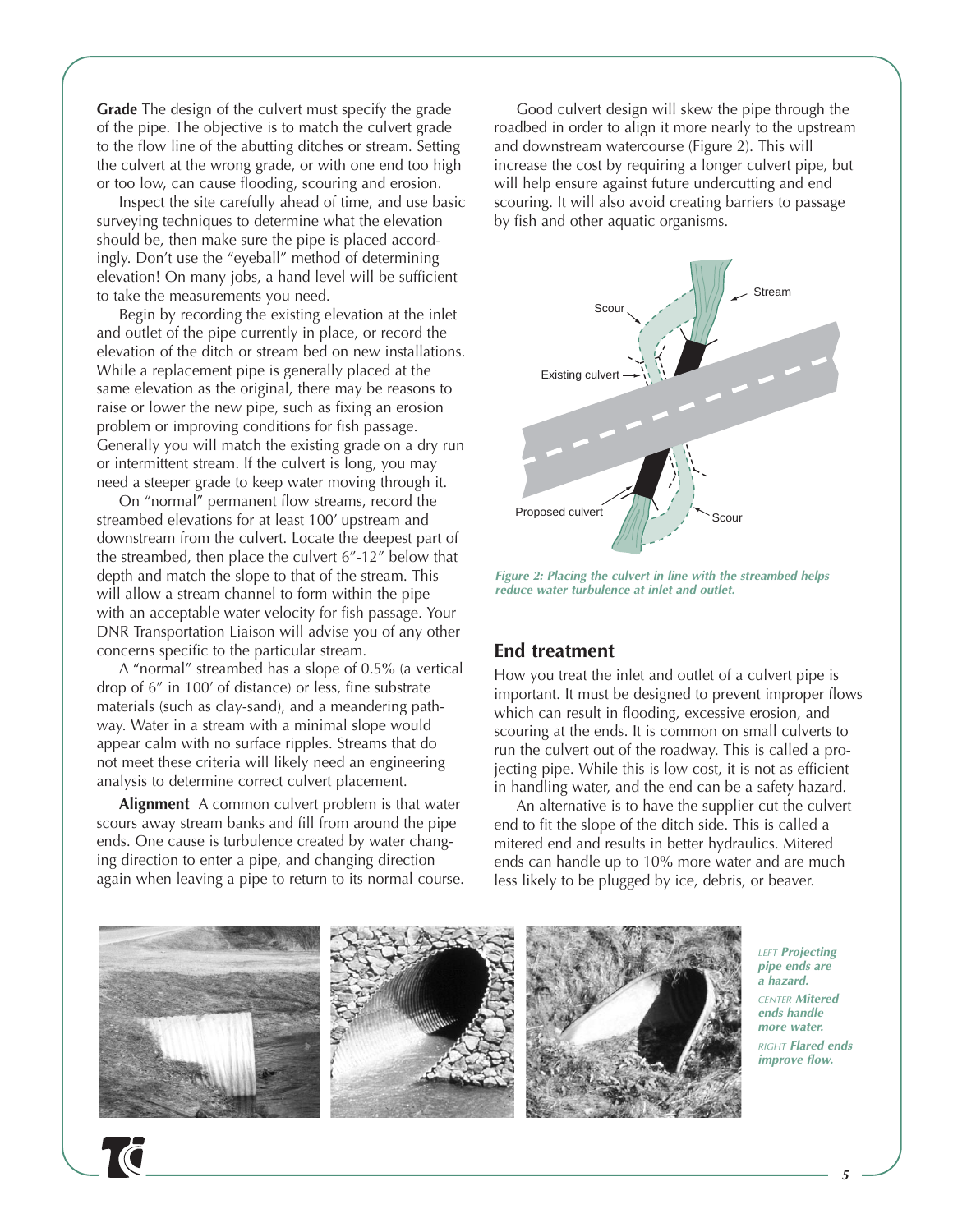**Grade** The design of the culvert must specify the grade of the pipe. The objective is to match the culvert grade to the flow line of the abutting ditches or stream. Setting the culvert at the wrong grade, or with one end too high or too low, can cause flooding, scouring and erosion.

Inspect the site carefully ahead of time, and use basic surveying techniques to determine what the elevation should be, then make sure the pipe is placed accordingly. Don't use the "eyeball" method of determining elevation! On many jobs, a hand level will be sufficient to take the measurements you need.

Begin by recording the existing elevation at the inlet and outlet of the pipe currently in place, or record the elevation of the ditch or stream bed on new installations. While a replacement pipe is generally placed at the same elevation as the original, there may be reasons to raise or lower the new pipe, such as fixing an erosion problem or improving conditions for fish passage. Generally you will match the existing grade on a dry run or intermittent stream. If the culvert is long, you may need a steeper grade to keep water moving through it.

On "normal" permanent flow streams, record the streambed elevations for at least 100′ upstream and downstream from the culvert. Locate the deepest part of the streambed, then place the culvert 6″-12″ below that depth and match the slope to that of the stream. This will allow a stream channel to form within the pipe with an acceptable water velocity for fish passage. Your DNR Transportation Liaison will advise you of any other concerns specific to the particular stream.

A "normal" streambed has a slope of 0.5% (a vertical drop of 6″ in 100′ of distance) or less, fine substrate materials (such as clay-sand), and a meandering pathway. Water in a stream with a minimal slope would appear calm with no surface ripples. Streams that do not meet these criteria will likely need an engineering analysis to determine correct culvert placement.

**Alignment** A common culvert problem is that water scours away stream banks and fill from around the pipe ends. One cause is turbulence created by water changing direction to enter a pipe, and changing direction again when leaving a pipe to return to its normal course.

Good culvert design will skew the pipe through the roadbed in order to align it more nearly to the upstream and downstream watercourse (Figure 2). This will increase the cost by requiring a longer culvert pipe, but will help ensure against future undercutting and end scouring. It will also avoid creating barriers to passage by fish and other aquatic organisms.

*Figure 2: Placing the culvert in line with the streambed helps reduce water turbulence at inlet and outlet.*

## End treatment

How you treat the inlet and outlet of a culvert pipe is important. It must be designed to prevent improper flows which can result in flooding, excessive erosion, and scouring at the ends. It is common on small culverts to run the culvert out of the roadway. This is called a projecting pipe. While this is low cost, it is not as efficient in handling water, and the end can be a safety hazard.

An alternative is to have the supplier cut the culvert end to fit the slope of the ditch side. This is called a mitered end and results in better hydraulics. Mitered ends can handle up to 10% more water and are much less likely to be plugged by ice, debris, or beaver.

*LEFT* ***Projecting pipe ends are a hazard.***
*CENTER* ***Mitered ends handle more water.***
*RIGHT* ***Flared ends improve flow.***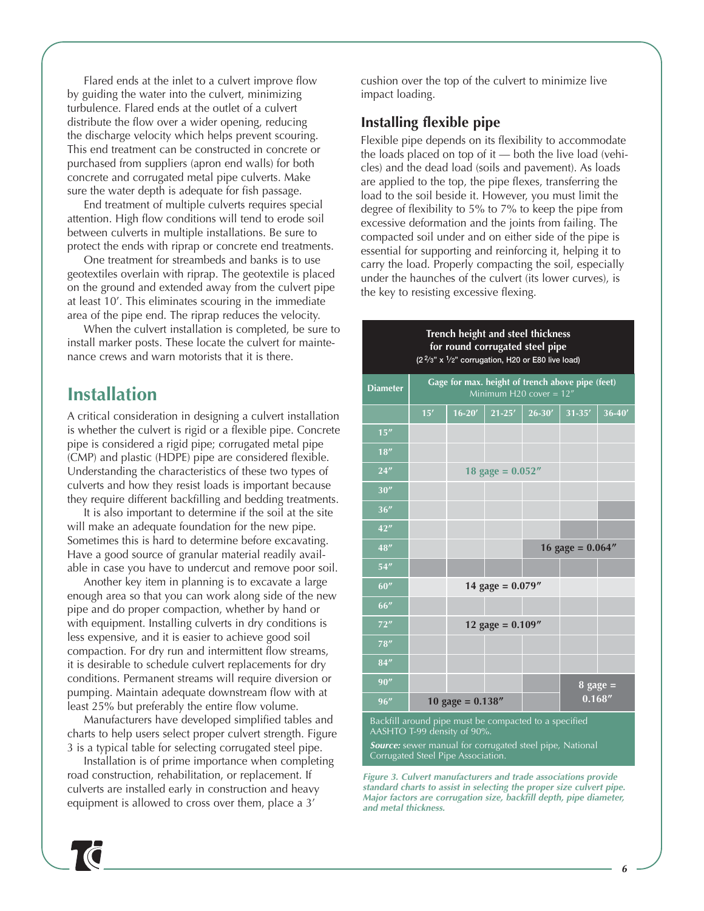Flared ends at the inlet to a culvert improve flow by guiding the water into the culvert, minimizing turbulence. Flared ends at the outlet of a culvert distribute the flow over a wider opening, reducing the discharge velocity which helps prevent scouring. This end treatment can be constructed in concrete or purchased from suppliers (apron end walls) for both concrete and corrugated metal pipe culverts. Make sure the water depth is adequate for fish passage.

End treatment of multiple culverts requires special attention. High flow conditions will tend to erode soil between culverts in multiple installations. Be sure to protect the ends with riprap or concrete end treatments.

One treatment for streambeds and banks is to use geotextiles overlain with riprap. The geotextile is placed on the ground and extended away from the culvert pipe at least 10′. This eliminates scouring in the immediate area of the pipe end. The riprap reduces the velocity.

When the culvert installation is completed, be sure to install marker posts. These locate the culvert for maintenance crews and warn motorists that it is there.

## Installation

A critical consideration in designing a culvert installation is whether the culvert is rigid or a flexible pipe. Concrete pipe is considered a rigid pipe; corrugated metal pipe (CMP) and plastic (HDPE) pipe are considered flexible. Understanding the characteristics of these two types of culverts and how they resist loads is important because they require different backfilling and bedding treatments.

It is also important to determine if the soil at the site will make an adequate foundation for the new pipe. Sometimes this is hard to determine before excavating. Have a good source of granular material readily available in case you have to undercut and remove poor soil.

Another key item in planning is to excavate a large enough area so that you can work along side of the new pipe and do proper compaction, whether by hand or with equipment. Installing culverts in dry conditions is less expensive, and it is easier to achieve good soil compaction. For dry run and intermittent flow streams, it is desirable to schedule culvert replacements for dry conditions. Permanent streams will require diversion or pumping. Maintain adequate downstream flow with at least 25% but preferably the entire flow volume.

Manufacturers have developed simplified tables and charts to help users select proper culvert strength. Figure 3 is a typical table for selecting corrugated steel pipe.

Installation is of prime importance when completing road construction, rehabilitation, or replacement. If culverts are installed early in construction and heavy equipment is allowed to cross over them, place a 3′ cushion over the top of the culvert to minimize live impact loading.

### Installing flexible pipe

Flexible pipe depends on its flexibility to accommodate the loads placed on top of it — both the live load (vehicles) and the dead load (soils and pavement). As loads are applied to the top, the pipe flexes, transferring the load to the soil beside it. However, you must limit the degree of flexibility to 5% to 7% to keep the pipe from excessive deformation and the joints from failing. The compacted soil under and on either side of the pipe is essential for supporting and reinforcing it, helping it to carry the load. Properly compacting the soil, especially under the haunches of the culvert (its lower curves), is the key to resisting excessive flexing.

**Trench height and steel thickness for round corrugated steel pipe**
(2 2/3" x 1/2" corrugation, H20 or E80 live load)

| Diameter | Gage for max. height of trench above pipe (feet) Minimum H20 cover = 12″ | | | | | |
|---|---|---|---|---|---|---|
| | 15′ | 16-20′ | 21-25′ | 26-30′ | 31-35′ | 36-40′ |
| 15″ | | | | | | |
| 18″ | | | | | | |
| 24″ | | | 18 gage = 0.052″ | | | |
| 30″ | | | | | | |
| 36″ | | | | | | |
| 42″ | | | | | | |
| 48″ | | | | | 16 gage = 0.064″ | |
| 54″ | | | | | | |
| 60″ | | | 14 gage = 0.079″ | | | |
| 66″ | | | | | | |
| 72″ | | | 12 gage = 0.109″ | | | |
| 78″ | | | | | | |
| 84″ | | | | | | |
| 90″ | | | | | 8 gage = 0.168″ | |
| 96″ | | 10 gage = 0.138″ | | | | |

Backfill around pipe must be compacted to a specified AASHTO T-99 density of 90%.

***Source:*** sewer manual for corrugated steel pipe, National Corrugated Steel Pipe Association.

*Figure 3. Culvert manufacturers and trade associations provide standard charts to assist in selecting the proper size culvert pipe. Major factors are corrugation size, backfill depth, pipe diameter, and metal thickness.*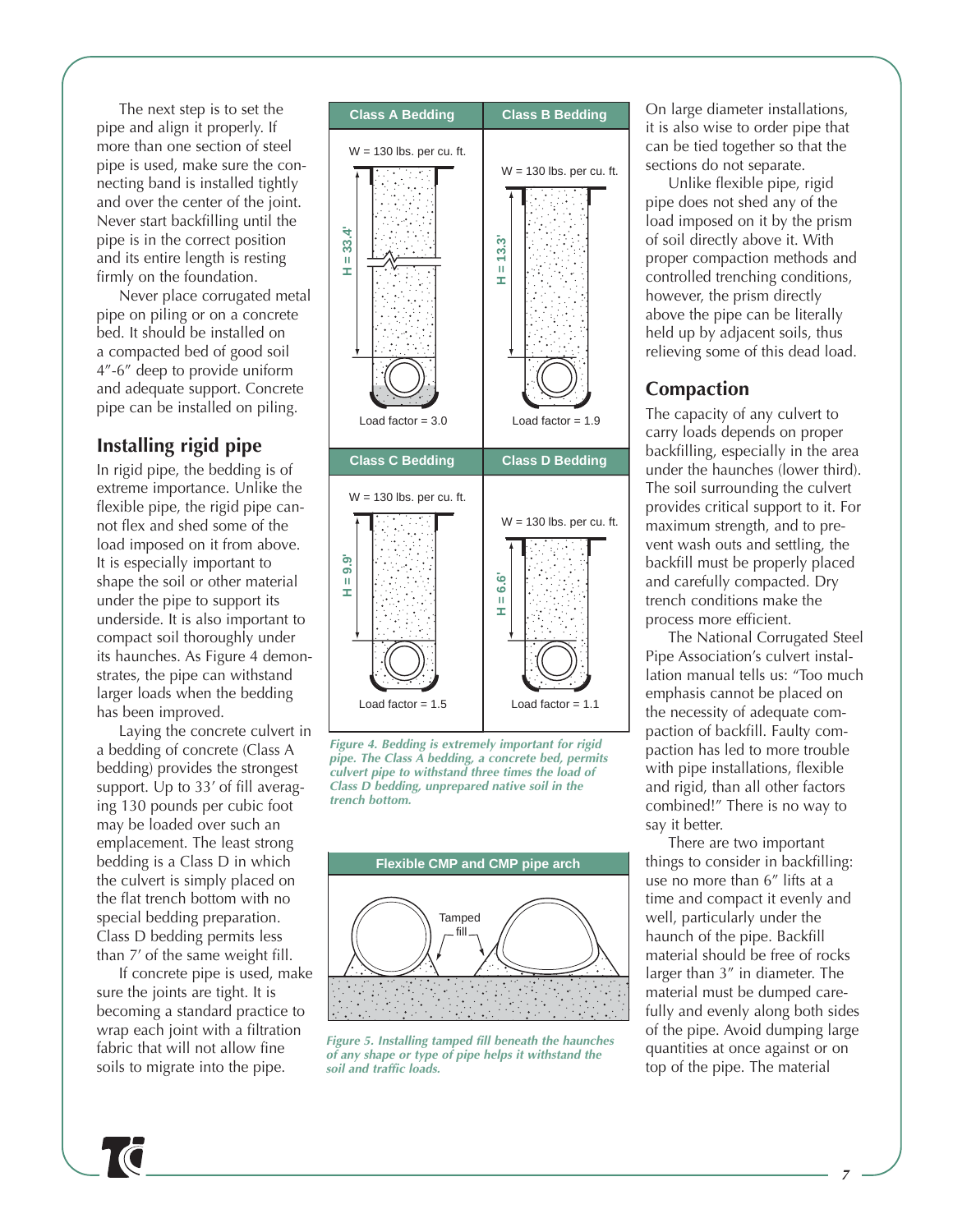The next step is to set the pipe and align it properly. If more than one section of steel pipe is used, make sure the connecting band is installed tightly and over the center of the joint. Never start backfilling until the pipe is in the correct position and its entire length is resting firmly on the foundation.

Never place corrugated metal pipe on piling or on a concrete bed. It should be installed on a compacted bed of good soil 4″-6″ deep to provide uniform and adequate support. Concrete pipe can be installed on piling.

## Installing rigid pipe

In rigid pipe, the bedding is of extreme importance. Unlike the flexible pipe, the rigid pipe cannot flex and shed some of the load imposed on it from above. It is especially important to shape the soil or other material under the pipe to support its underside. It is also important to compact soil thoroughly under its haunches. As Figure 4 demonstrates, the pipe can withstand larger loads when the bedding has been improved.

Laying the concrete culvert in a bedding of concrete (Class A bedding) provides the strongest support. Up to 33′ of fill averaging 130 pounds per cubic foot may be loaded over such an emplacement. The least strong bedding is a Class D in which the culvert is simply placed on the flat trench bottom with no special bedding preparation. Class D bedding permits less than 7′ of the same weight fill.

If concrete pipe is used, make sure the joints are tight. It is becoming a standard practice to wrap each joint with a filtration fabric that will not allow fine soils to migrate into the pipe.

| Class A Bedding | Class B Bedding |
|---|---|
| W = 130 lbs. per cu. ft. | W = 130 lbs. per cu. ft. |
| H = 33.4' | H = 13.3' |
| Load factor = 3.0 | Load factor = 1.9 |

| Class C Bedding | Class D Bedding |
|---|---|
| W = 130 lbs. per cu. ft. | W = 130 lbs. per cu. ft. |
| H = 9.9' | H = 6.6' |
| Load factor = 1.5 | Load factor = 1.1 |

*Figure 4. Bedding is extremely important for rigid pipe. The Class A bedding, a concrete bed, permits culvert pipe to withstand three times the load of Class D bedding, unprepared native soil in the trench bottom.*

**Flexible CMP and CMP pipe arch**

Tamped fill

*Figure 5. Installing tamped fill beneath the haunches of any shape or type of pipe helps it withstand the soil and traffic loads.*

On large diameter installations, it is also wise to order pipe that can be tied together so that the sections do not separate.

Unlike flexible pipe, rigid pipe does not shed any of the load imposed on it by the prism of soil directly above it. With proper compaction methods and controlled trenching conditions, however, the prism directly above the pipe can be literally held up by adjacent soils, thus relieving some of this dead load.

## Compaction

The capacity of any culvert to carry loads depends on proper backfilling, especially in the area under the haunches (lower third). The soil surrounding the culvert provides critical support to it. For maximum strength, and to prevent wash outs and settling, the backfill must be properly placed and carefully compacted. Dry trench conditions make the process more efficient.

The National Corrugated Steel Pipe Association's culvert installation manual tells us: "Too much emphasis cannot be placed on the necessity of adequate compaction of backfill. Faulty compaction has led to more trouble with pipe installations, flexible and rigid, than all other factors combined!" There is no way to say it better.

There are two important things to consider in backfilling: use no more than 6″ lifts at a time and compact it evenly and well, particularly under the haunch of the pipe. Backfill material should be free of rocks larger than 3″ in diameter. The material must be dumped carefully and evenly along both sides of the pipe. Avoid dumping large quantities at once against or on top of the pipe. The material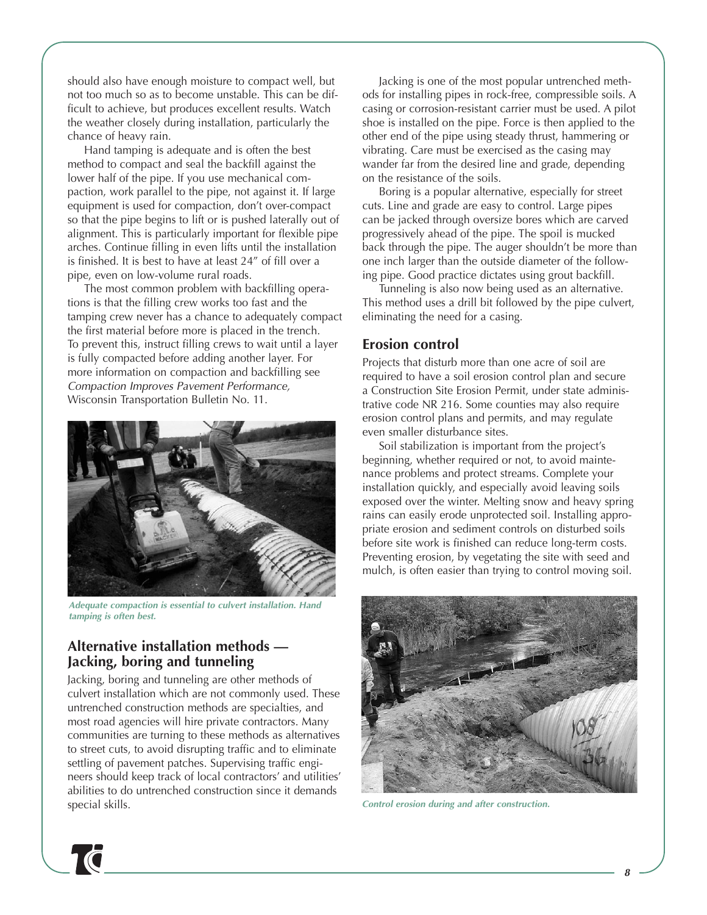should also have enough moisture to compact well, but not too much so as to become unstable. This can be difficult to achieve, but produces excellent results. Watch the weather closely during installation, particularly the chance of heavy rain.

Hand tamping is adequate and is often the best method to compact and seal the backfill against the lower half of the pipe. If you use mechanical compaction, work parallel to the pipe, not against it. If large equipment is used for compaction, don't over-compact so that the pipe begins to lift or is pushed laterally out of alignment. This is particularly important for flexible pipe arches. Continue filling in even lifts until the installation is finished. It is best to have at least 24" of fill over a pipe, even on low-volume rural roads.

The most common problem with backfilling operations is that the filling crew works too fast and the tamping crew never has a chance to adequately compact the first material before more is placed in the trench. To prevent this, instruct filling crews to wait until a layer is fully compacted before adding another layer. For more information on compaction and backfilling see *Compaction Improves Pavement Performance,* Wisconsin Transportation Bulletin No. 11.

*Adequate compaction is essential to culvert installation. Hand tamping is often best.*

## Alternative installation methods — Jacking, boring and tunneling

Jacking, boring and tunneling are other methods of culvert installation which are not commonly used. These untrenched construction methods are specialties, and most road agencies will hire private contractors. Many communities are turning to these methods as alternatives to street cuts, to avoid disrupting traffic and to eliminate settling of pavement patches. Supervising traffic engineers should keep track of local contractors' and utilities' abilities to do untrenched construction since it demands special skills.

Jacking is one of the most popular untrenched methods for installing pipes in rock-free, compressible soils. A casing or corrosion-resistant carrier must be used. A pilot shoe is installed on the pipe. Force is then applied to the other end of the pipe using steady thrust, hammering or vibrating. Care must be exercised as the casing may wander far from the desired line and grade, depending on the resistance of the soils.

Boring is a popular alternative, especially for street cuts. Line and grade are easy to control. Large pipes can be jacked through oversize bores which are carved progressively ahead of the pipe. The spoil is mucked back through the pipe. The auger shouldn't be more than one inch larger than the outside diameter of the following pipe. Good practice dictates using grout backfill.

Tunneling is also now being used as an alternative. This method uses a drill bit followed by the pipe culvert, eliminating the need for a casing.

## Erosion control

Projects that disturb more than one acre of soil are required to have a soil erosion control plan and secure a Construction Site Erosion Permit, under state administrative code NR 216. Some counties may also require erosion control plans and permits, and may regulate even smaller disturbance sites.

Soil stabilization is important from the project's beginning, whether required or not, to avoid maintenance problems and protect streams. Complete your installation quickly, and especially avoid leaving soils exposed over the winter. Melting snow and heavy spring rains can easily erode unprotected soil. Installing appropriate erosion and sediment controls on disturbed soils before site work is finished can reduce long-term costs. Preventing erosion, by vegetating the site with seed and mulch, is often easier than trying to control moving soil.

*Control erosion during and after construction.*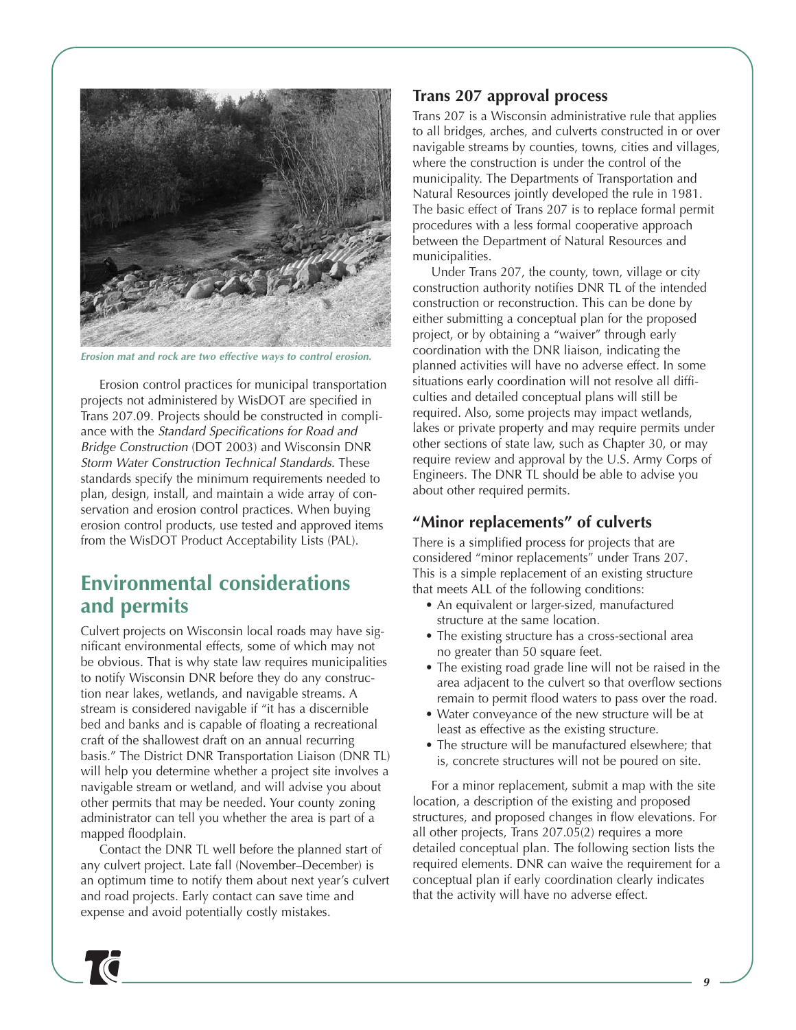*Erosion mat and rock are two effective ways to control erosion.*

Erosion control practices for municipal transportation projects not administered by WisDOT are specified in Trans 207.09. Projects should be constructed in compliance with the *Standard Specifications for Road and Bridge Construction* (DOT 2003) and Wisconsin DNR *Storm Water Construction Technical Standards.* These standards specify the minimum requirements needed to plan, design, install, and maintain a wide array of conservation and erosion control practices. When buying erosion control products, use tested and approved items from the WisDOT Product Acceptability Lists (PAL).

## Environmental considerations and permits

Culvert projects on Wisconsin local roads may have significant environmental effects, some of which may not be obvious. That is why state law requires municipalities to notify Wisconsin DNR before they do any construction near lakes, wetlands, and navigable streams. A stream is considered navigable if "it has a discernible bed and banks and is capable of floating a recreational craft of the shallowest draft on an annual recurring basis." The District DNR Transportation Liaison (DNR TL) will help you determine whether a project site involves a navigable stream or wetland, and will advise you about other permits that may be needed. Your county zoning administrator can tell you whether the area is part of a mapped floodplain.

Contact the DNR TL well before the planned start of any culvert project. Late fall (November–December) is an optimum time to notify them about next year's culvert and road projects. Early contact can save time and expense and avoid potentially costly mistakes.

### Trans 207 approval process

Trans 207 is a Wisconsin administrative rule that applies to all bridges, arches, and culverts constructed in or over navigable streams by counties, towns, cities and villages, where the construction is under the control of the municipality. The Departments of Transportation and Natural Resources jointly developed the rule in 1981. The basic effect of Trans 207 is to replace formal permit procedures with a less formal cooperative approach between the Department of Natural Resources and municipalities.

Under Trans 207, the county, town, village or city construction authority notifies DNR TL of the intended construction or reconstruction. This can be done by either submitting a conceptual plan for the proposed project, or by obtaining a "waiver" through early coordination with the DNR liaison, indicating the planned activities will have no adverse effect. In some situations early coordination will not resolve all difficulties and detailed conceptual plans will still be required. Also, some projects may impact wetlands, lakes or private property and may require permits under other sections of state law, such as Chapter 30, or may require review and approval by the U.S. Army Corps of Engineers. The DNR TL should be able to advise you about other required permits.

### "Minor replacements" of culverts

There is a simplified process for projects that are considered "minor replacements" under Trans 207. This is a simple replacement of an existing structure that meets ALL of the following conditions:

- An equivalent or larger-sized, manufactured structure at the same location.
- The existing structure has a cross-sectional area no greater than 50 square feet.
- The existing road grade line will not be raised in the area adjacent to the culvert so that overflow sections remain to permit flood waters to pass over the road.
- Water conveyance of the new structure will be at least as effective as the existing structure.
- The structure will be manufactured elsewhere; that is, concrete structures will not be poured on site.

For a minor replacement, submit a map with the site location, a description of the existing and proposed structures, and proposed changes in flow elevations. For all other projects, Trans 207.05(2) requires a more detailed conceptual plan. The following section lists the required elements. DNR can waive the requirement for a conceptual plan if early coordination clearly indicates that the activity will have no adverse effect.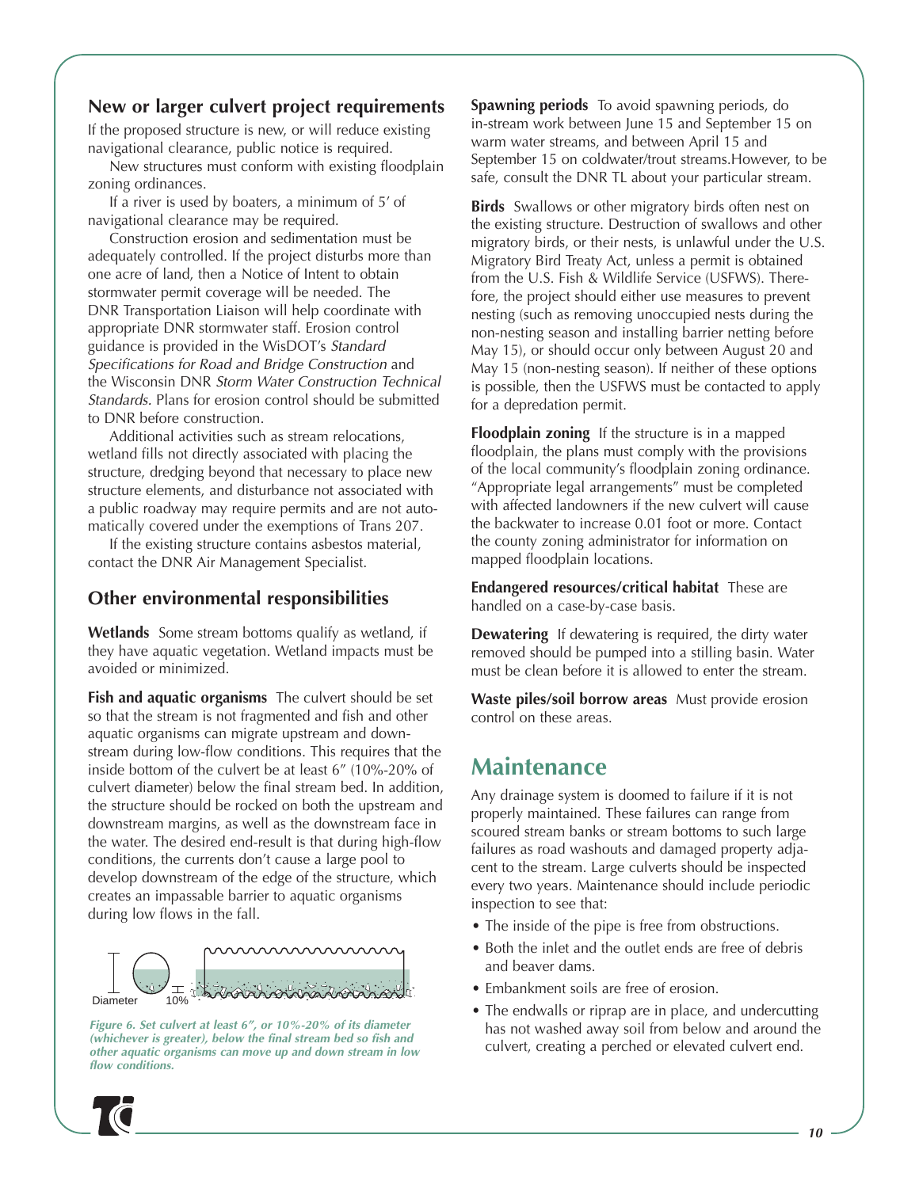## New or larger culvert project requirements

If the proposed structure is new, or will reduce existing navigational clearance, public notice is required.

New structures must conform with existing floodplain zoning ordinances.

If a river is used by boaters, a minimum of 5' of navigational clearance may be required.

Construction erosion and sedimentation must be adequately controlled. If the project disturbs more than one acre of land, then a Notice of Intent to obtain stormwater permit coverage will be needed. The DNR Transportation Liaison will help coordinate with appropriate DNR stormwater staff. Erosion control guidance is provided in the WisDOT's *Standard Specifications for Road and Bridge Construction* and the Wisconsin DNR *Storm Water Construction Technical Standards.* Plans for erosion control should be submitted to DNR before construction.

Additional activities such as stream relocations, wetland fills not directly associated with placing the structure, dredging beyond that necessary to place new structure elements, and disturbance not associated with a public roadway may require permits and are not automatically covered under the exemptions of Trans 207.

If the existing structure contains asbestos material, contact the DNR Air Management Specialist.

## Other environmental responsibilities

**Wetlands** Some stream bottoms qualify as wetland, if they have aquatic vegetation. Wetland impacts must be avoided or minimized.

**Fish and aquatic organisms** The culvert should be set so that the stream is not fragmented and fish and other aquatic organisms can migrate upstream and downstream during low-flow conditions. This requires that the inside bottom of the culvert be at least 6" (10%-20% of culvert diameter) below the final stream bed. In addition, the structure should be rocked on both the upstream and downstream margins, as well as the downstream face in the water. The desired end-result is that during high-flow conditions, the currents don't cause a large pool to develop downstream of the edge of the structure, which creates an impassable barrier to aquatic organisms during low flows in the fall.

Diameter 10%

*Figure 6. Set culvert at least 6", or 10%-20% of its diameter (whichever is greater), below the final stream bed so fish and other aquatic organisms can move up and down stream in low flow conditions.*

**Spawning periods** To avoid spawning periods, do in-stream work between June 15 and September 15 on warm water streams, and between April 15 and September 15 on coldwater/trout streams.However, to be safe, consult the DNR TL about your particular stream.

**Birds** Swallows or other migratory birds often nest on the existing structure. Destruction of swallows and other migratory birds, or their nests, is unlawful under the U.S. Migratory Bird Treaty Act, unless a permit is obtained from the U.S. Fish & Wildlife Service (USFWS). Therefore, the project should either use measures to prevent nesting (such as removing unoccupied nests during the non-nesting season and installing barrier netting before May 15), or should occur only between August 20 and May 15 (non-nesting season). If neither of these options is possible, then the USFWS must be contacted to apply for a depredation permit.

**Floodplain zoning** If the structure is in a mapped floodplain, the plans must comply with the provisions of the local community's floodplain zoning ordinance. "Appropriate legal arrangements" must be completed with affected landowners if the new culvert will cause the backwater to increase 0.01 foot or more. Contact the county zoning administrator for information on mapped floodplain locations.

**Endangered resources/critical habitat** These are handled on a case-by-case basis.

**Dewatering** If dewatering is required, the dirty water removed should be pumped into a stilling basin. Water must be clean before it is allowed to enter the stream.

**Waste piles/soil borrow areas** Must provide erosion control on these areas.

# Maintenance

Any drainage system is doomed to failure if it is not properly maintained. These failures can range from scoured stream banks or stream bottoms to such large failures as road washouts and damaged property adjacent to the stream. Large culverts should be inspected every two years. Maintenance should include periodic inspection to see that:

- The inside of the pipe is free from obstructions.
- Both the inlet and the outlet ends are free of debris and beaver dams.
- Embankment soils are free of erosion.
- The endwalls or riprap are in place, and undercutting has not washed away soil from below and around the culvert, creating a perched or elevated culvert end.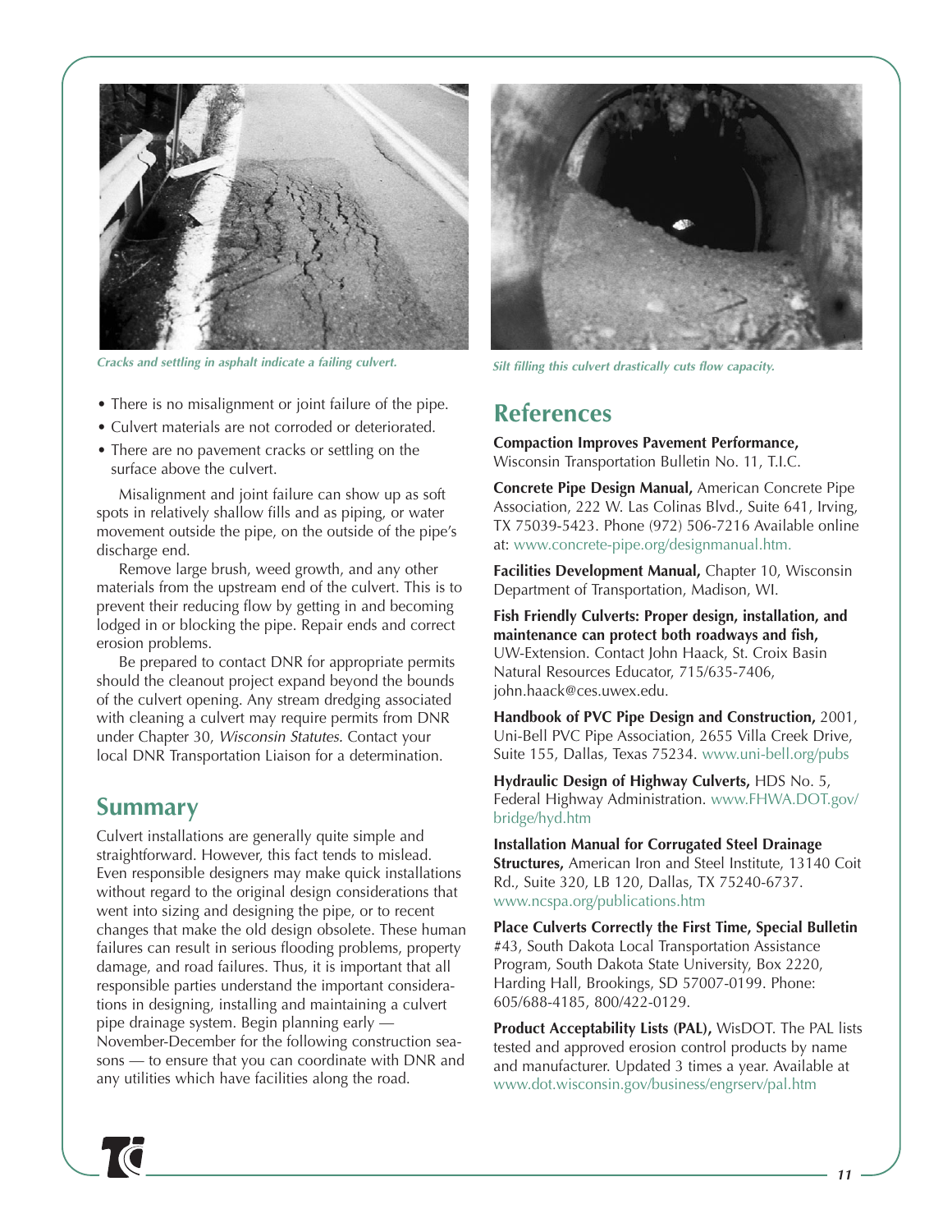Cracks and settling in asphalt indicate a failing culvert.

Silt filling this culvert drastically cuts flow capacity.

- There is no misalignment or joint failure of the pipe.
- Culvert materials are not corroded or deteriorated.
- There are no pavement cracks or settling on the surface above the culvert.

Misalignment and joint failure can show up as soft spots in relatively shallow fills and as piping, or water movement outside the pipe, on the outside of the pipe's discharge end.

Remove large brush, weed growth, and any other materials from the upstream end of the culvert. This is to prevent their reducing flow by getting in and becoming lodged in or blocking the pipe. Repair ends and correct erosion problems.

Be prepared to contact DNR for appropriate permits should the cleanout project expand beyond the bounds of the culvert opening. Any stream dredging associated with cleaning a culvert may require permits from DNR under Chapter 30, *Wisconsin Statutes.* Contact your local DNR Transportation Liaison for a determination.

## Summary

Culvert installations are generally quite simple and straightforward. However, this fact tends to mislead. Even responsible designers may make quick installations without regard to the original design considerations that went into sizing and designing the pipe, or to recent changes that make the old design obsolete. These human failures can result in serious flooding problems, property damage, and road failures. Thus, it is important that all responsible parties understand the important considerations in designing, installing and maintaining a culvert pipe drainage system. Begin planning early — November-December for the following construction seasons — to ensure that you can coordinate with DNR and any utilities which have facilities along the road.

## References

**Compaction Improves Pavement Performance,** Wisconsin Transportation Bulletin No. 11, T.I.C.

**Concrete Pipe Design Manual,** American Concrete Pipe Association, 222 W. Las Colinas Blvd., Suite 641, Irving, TX 75039-5423. Phone (972) 506-7216 Available online at: www.concrete-pipe.org/designmanual.htm.

**Facilities Development Manual,** Chapter 10, Wisconsin Department of Transportation, Madison, WI.

**Fish Friendly Culverts: Proper design, installation, and maintenance can protect both roadways and fish,** UW-Extension. Contact John Haack, St. Croix Basin Natural Resources Educator, 715/635-7406, john.haack@ces.uwex.edu.

**Handbook of PVC Pipe Design and Construction,** 2001, Uni-Bell PVC Pipe Association, 2655 Villa Creek Drive, Suite 155, Dallas, Texas 75234. www.uni-bell.org/pubs

**Hydraulic Design of Highway Culverts,** HDS No. 5, Federal Highway Administration. www.FHWA.DOT.gov/bridge/hyd.htm

**Installation Manual for Corrugated Steel Drainage Structures,** American Iron and Steel Institute, 13140 Coit Rd., Suite 320, LB 120, Dallas, TX 75240-6737. www.ncspa.org/publications.htm

**Place Culverts Correctly the First Time, Special Bulletin** #43, South Dakota Local Transportation Assistance Program, South Dakota State University, Box 2220, Harding Hall, Brookings, SD 57007-0199. Phone: 605/688-4185, 800/422-0129.

**Product Acceptability Lists (PAL),** WisDOT. The PAL lists tested and approved erosion control products by name and manufacturer. Updated 3 times a year. Available at www.dot.wisconsin.gov/business/engrserv/pal.htm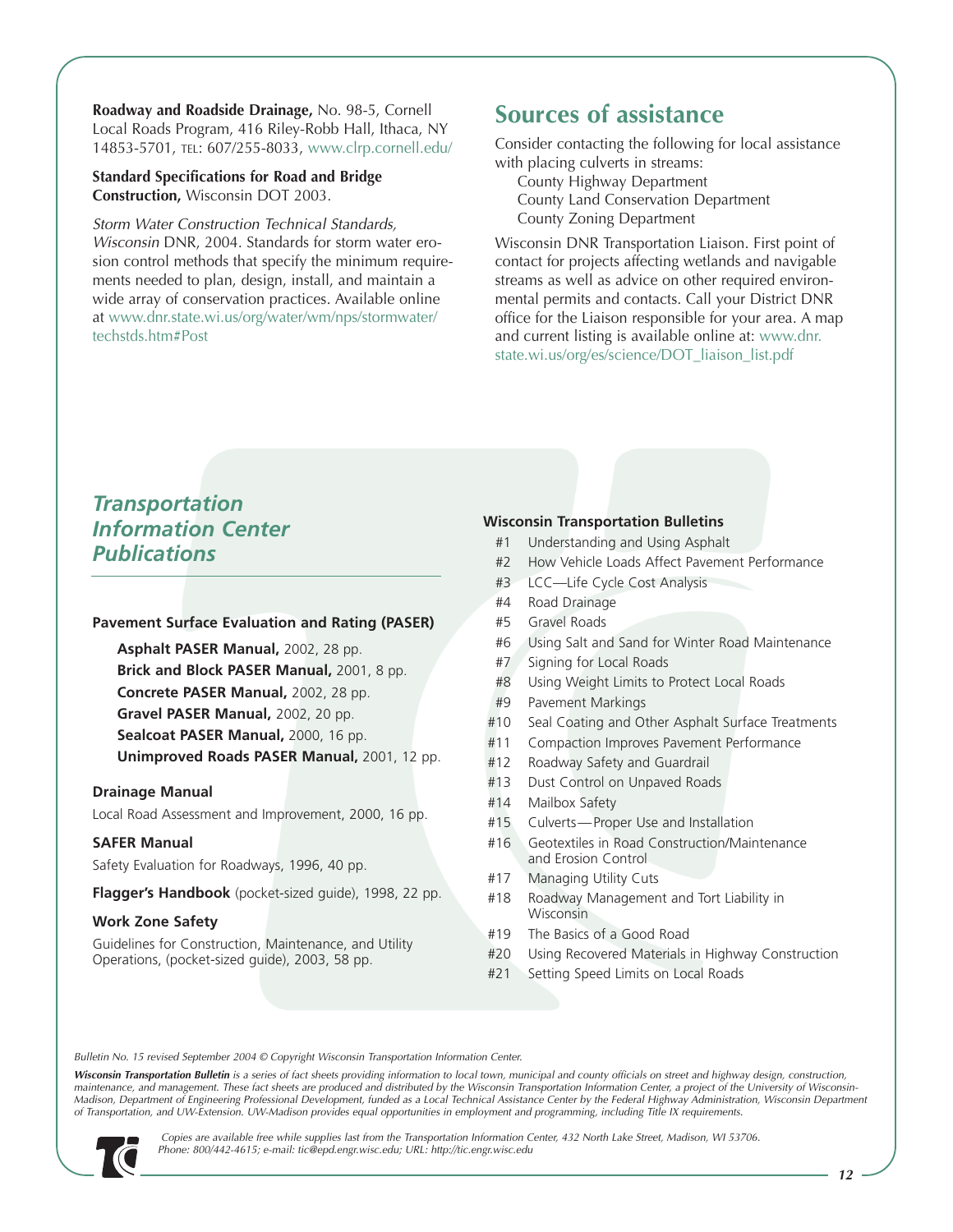**Roadway and Roadside Drainage,** No. 98-5, Cornell Local Roads Program, 416 Riley-Robb Hall, Ithaca, NY 14853-5701, TEL: 607/255-8033, www.clrp.cornell.edu/

**Standard Specifications for Road and Bridge Construction,** Wisconsin DOT 2003.

*Storm Water Construction Technical Standards, Wisconsin* DNR, 2004. Standards for storm water erosion control methods that specify the minimum requirements needed to plan, design, install, and maintain a wide array of conservation practices. Available online at www.dnr.state.wi.us/org/water/wm/nps/stormwater/techstds.htm#Post

## Sources of assistance

Consider contacting the following for local assistance with placing culverts in streams:

- County Highway Department
- County Land Conservation Department
- County Zoning Department

Wisconsin DNR Transportation Liaison. First point of contact for projects affecting wetlands and navigable streams as well as advice on other required environmental permits and contacts. Call your District DNR office for the Liaison responsible for your area. A map and current listing is available online at: www.dnr.state.wi.us/org/es/science/DOT_liaison_list.pdf

## *Transportation Information Center Publications*

**Pavement Surface Evaluation and Rating (PASER)**

- **Asphalt PASER Manual,** 2002, 28 pp.
- **Brick and Block PASER Manual,** 2001, 8 pp.
- **Concrete PASER Manual,** 2002, 28 pp.
- **Gravel PASER Manual,** 2002, 20 pp.
- **Sealcoat PASER Manual,** 2000, 16 pp.
- **Unimproved Roads PASER Manual,** 2001, 12 pp.

**Drainage Manual**

Local Road Assessment and Improvement, 2000, 16 pp.

**SAFER Manual**

Safety Evaluation for Roadways, 1996, 40 pp.

**Flagger's Handbook** (pocket-sized guide), 1998, 22 pp.

**Work Zone Safety**

Guidelines for Construction, Maintenance, and Utility Operations, (pocket-sized guide), 2003, 58 pp.

**Wisconsin Transportation Bulletins**

- #1 Understanding and Using Asphalt
- #2 How Vehicle Loads Affect Pavement Performance
- #3 LCC—Life Cycle Cost Analysis
- #4 Road Drainage
- #5 Gravel Roads
- #6 Using Salt and Sand for Winter Road Maintenance
- #7 Signing for Local Roads
- #8 Using Weight Limits to Protect Local Roads
- #9 Pavement Markings
- #10 Seal Coating and Other Asphalt Surface Treatments
- #11 Compaction Improves Pavement Performance
- #12 Roadway Safety and Guardrail
- #13 Dust Control on Unpaved Roads
- #14 Mailbox Safety
- #15 Culverts—Proper Use and Installation
- #16 Geotextiles in Road Construction/Maintenance and Erosion Control
- #17 Managing Utility Cuts
- #18 Roadway Management and Tort Liability in Wisconsin
- #19 The Basics of a Good Road
- #20 Using Recovered Materials in Highway Construction
- #21 Setting Speed Limits on Local Roads

*Bulletin No. 15 revised September 2004 © Copyright Wisconsin Transportation Information Center.*

***Wisconsin Transportation Bulletin*** *is a series of fact sheets providing information to local town, municipal and county officials on street and highway design, construction, maintenance, and management. These fact sheets are produced and distributed by the Wisconsin Transportation Information Center, a project of the University of Wisconsin-Madison, Department of Engineering Professional Development, funded as a Local Technical Assistance Center by the Federal Highway Administration, Wisconsin Department of Transportation, and UW-Extension. UW-Madison provides equal opportunities in employment and programming, including Title IX requirements.*

*Copies are available free while supplies last from the Transportation Information Center, 432 North Lake Street, Madison, WI 53706. Phone: 800/442-4615; e-mail: tic@epd.engr.wisc.edu; URL: http://tic.engr.wisc.edu*